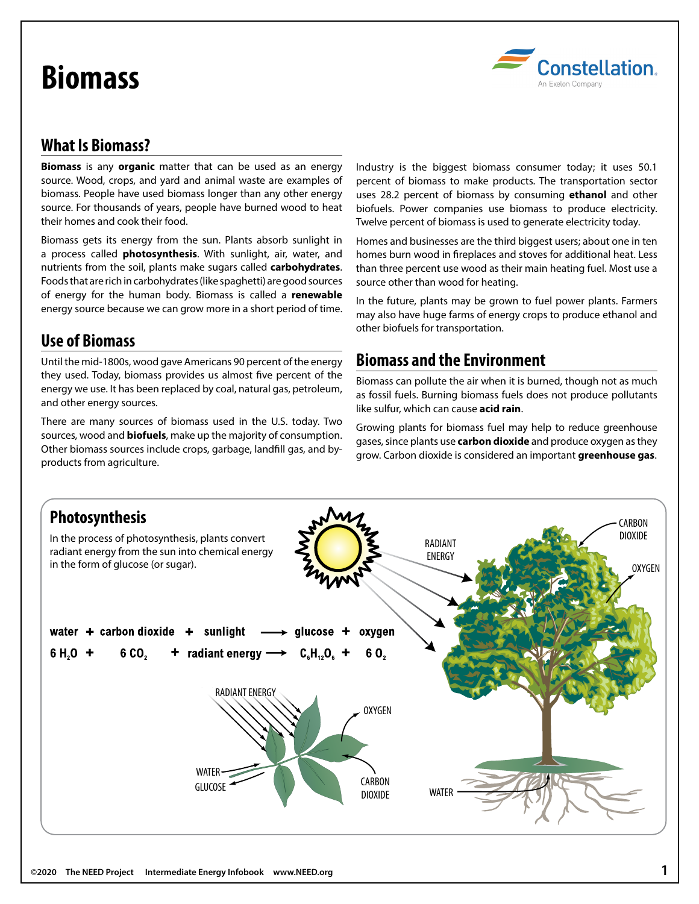# Biomass

## What Is Biomass?

**Biomass** is any **organic** matter that can be used as an energy source. Wood, crops, and yard and animal waste are examples of biomass. People have used biomass longer than any other energy source. For thousands of years, people have burned wood to heat their homes and cook their food.

Biomass gets its energy from the sun. Plants absorb sunlight in a process called **photosynthesis**. With sunlight, air, water, and nutrients from the soil, plants make sugars called **carbohydrates**. Foods that are rich in carbohydrates (like spaghetti) are good sources of energy for the human body. Biomass is called a **renewable** energy source because we can grow more in a short period of time.

## Use of Biomass

Until the mid-1800s, wood gave Americans 90 percent of the energy they used. Today, biomass provides us almost five percent of the energy we use. It has been replaced by coal, natural gas, petroleum, and other energy sources.

There are many sources of biomass used in the U.S. today. Two sources, wood and **biofuels**, make up the majority of consumption. Other biomass sources include crops, garbage, landfill gas, and by-products from agriculture.

Industry is the biggest biomass consumer today; it uses 50.1 percent of biomass to make products. The transportation sector uses 28.2 percent of biomass by consuming **ethanol** and other biofuels. Power companies use biomass to produce electricity. Twelve percent of biomass is used to generate electricity today.

Homes and businesses are the third biggest users; about one in ten homes burn wood in fireplaces and stoves for additional heat. Less than three percent use wood as their main heating fuel. Most use a source other than wood for heating.

In the future, plants may be grown to fuel power plants. Farmers may also have huge farms of energy crops to produce ethanol and other biofuels for transportation.

## Biomass and the Environment

Biomass can pollute the air when it is burned, though not as much as fossil fuels. Burning biomass fuels does not produce pollutants like sulfur, which can cause **acid rain**.

Growing plants for biomass fuel may help to reduce greenhouse gases, since plants use **carbon dioxide** and produce oxygen as they grow. Carbon dioxide is considered an important **greenhouse gas**.

## Photosynthesis

In the process of photosynthesis, plants convert radiant energy from the sun into chemical energy in the form of glucose (or sugar).

**water + carbon dioxide + sunlight → glucose + oxygen**

$$6\,H_2O + 6\,CO_2 + \text{radiant energy} \rightarrow C_6H_{12}O_6 + 6\,O_2$$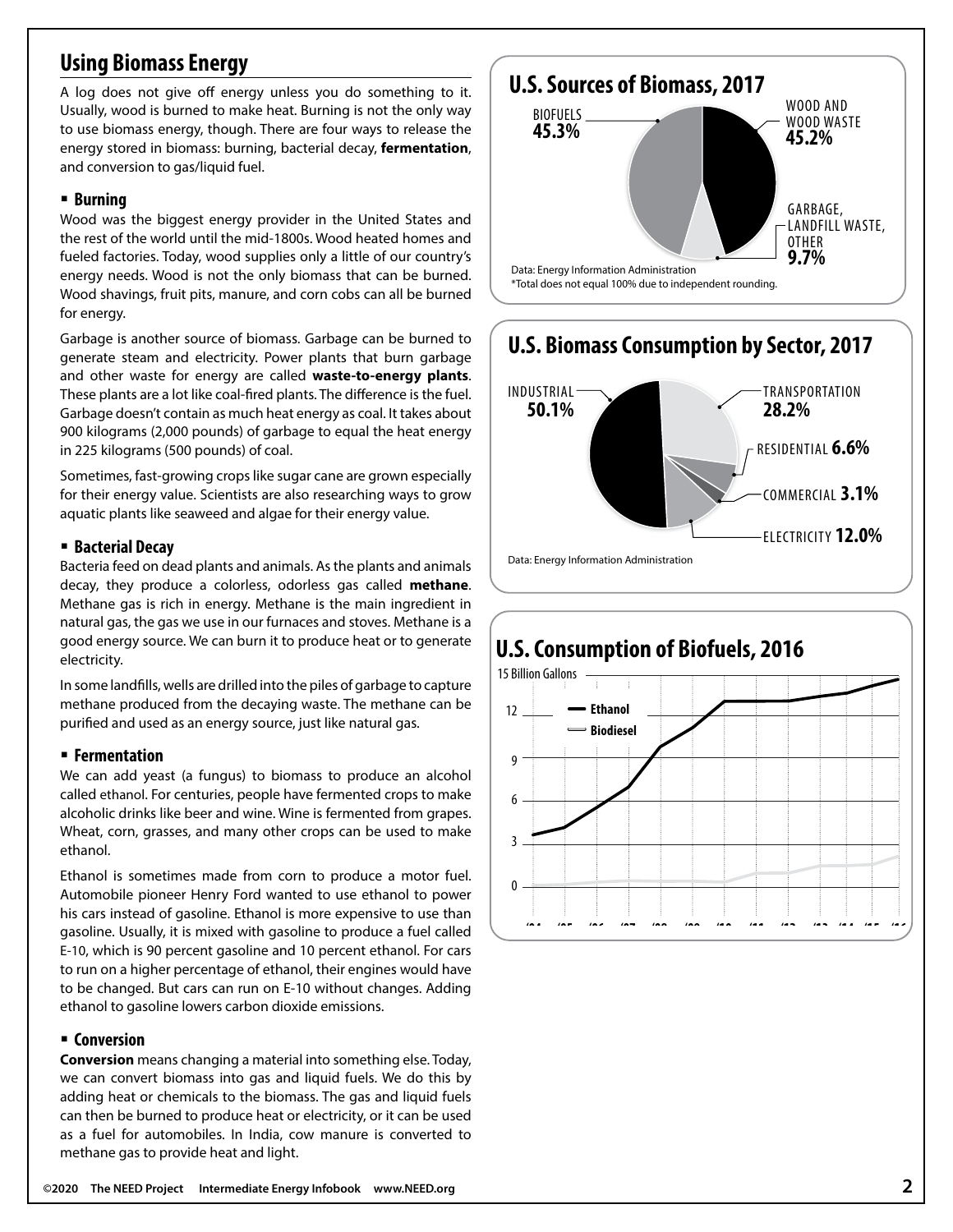## Using Biomass Energy

A log does not give off energy unless you do something to it. Usually, wood is burned to make heat. Burning is not the only way to use biomass energy, though. There are four ways to release the energy stored in biomass: burning, bacterial decay, **fermentation**, and conversion to gas/liquid fuel.

### Burning

Wood was the biggest energy provider in the United States and the rest of the world until the mid-1800s. Wood heated homes and fueled factories. Today, wood supplies only a little of our country's energy needs. Wood is not the only biomass that can be burned. Wood shavings, fruit pits, manure, and corn cobs can all be burned for energy.

Garbage is another source of biomass. Garbage can be burned to generate steam and electricity. Power plants that burn garbage and other waste for energy are called **waste-to-energy plants**. These plants are a lot like coal-fired plants. The difference is the fuel. Garbage doesn't contain as much heat energy as coal. It takes about 900 kilograms (2,000 pounds) of garbage to equal the heat energy in 225 kilograms (500 pounds) of coal.

Sometimes, fast-growing crops like sugar cane are grown especially for their energy value. Scientists are also researching ways to grow aquatic plants like seaweed and algae for their energy value.

### Bacterial Decay

Bacteria feed on dead plants and animals. As the plants and animals decay, they produce a colorless, odorless gas called **methane**. Methane gas is rich in energy. Methane is the main ingredient in natural gas, the gas we use in our furnaces and stoves. Methane is a good energy source. We can burn it to produce heat or to generate electricity.

In some landfills, wells are drilled into the piles of garbage to capture methane produced from the decaying waste. The methane can be purified and used as an energy source, just like natural gas.

### Fermentation

We can add yeast (a fungus) to biomass to produce an alcohol called ethanol. For centuries, people have fermented crops to make alcoholic drinks like beer and wine. Wine is fermented from grapes. Wheat, corn, grasses, and many other crops can be used to make ethanol.

Ethanol is sometimes made from corn to produce a motor fuel. Automobile pioneer Henry Ford wanted to use ethanol to power his cars instead of gasoline. Ethanol is more expensive to use than gasoline. Usually, it is mixed with gasoline to produce a fuel called E-10, which is 90 percent gasoline and 10 percent ethanol. For cars to run on a higher percentage of ethanol, their engines would have to be changed. But cars can run on E-10 without changes. Adding ethanol to gasoline lowers carbon dioxide emissions.

### Conversion

**Conversion** means changing a material into something else. Today, we can convert biomass into gas and liquid fuels. We do this by adding heat or chemicals to the biomass. The gas and liquid fuels can then be burned to produce heat or electricity, or it can be used as a fuel for automobiles. In India, cow manure is converted to methane gas to provide heat and light.

## U.S. Sources of Biomass, 2017

BIOFUELS **45.3%**

WOOD AND WOOD WASTE **45.2%**

GARBAGE, LANDFILL WASTE, OTHER **9.7%**

Data: Energy Information Administration

*Total does not equal 100% due to independent rounding.

## U.S. Biomass Consumption by Sector, 2017

INDUSTRIAL **50.1%**

TRANSPORTATION **28.2%**

RESIDENTIAL **6.6%**

COMMERCIAL **3.1%**

ELECTRICITY **12.0%**

Data: Energy Information Administration

## U.S. Consumption of Biofuels, 2016

15 Billion Gallons

12

9

6

3

0

Ethanol

Biodiesel

'04 '05 '06 '07 '08 '09 '10 '11 '12 '13 '14 '15 '16